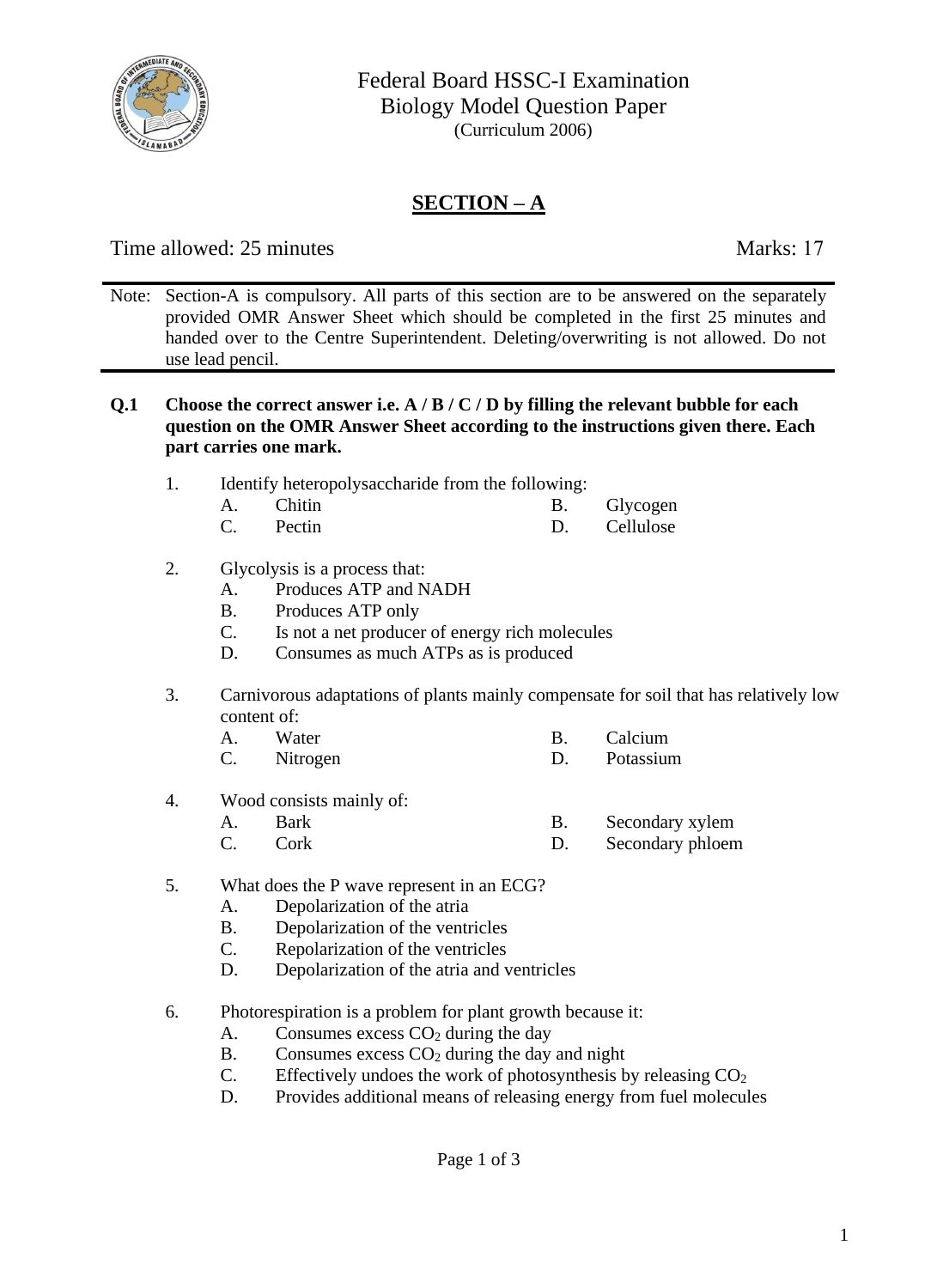# Federal Board HSSC-I Examination
## Biology Model Question Paper
(Curriculum 2006)

## SECTION – A

Time allowed: 25 minutes                                                                 Marks: 17

Note: Section-A is compulsory. All parts of this section are to be answered on the separately provided OMR Answer Sheet which should be completed in the first 25 minutes and handed over to the Centre Superintendent. Deleting/overwriting is not allowed. Do not use lead pencil.

**Q.1 Choose the correct answer i.e. A / B / C / D by filling the relevant bubble for each question on the OMR Answer Sheet according to the instructions given there. Each part carries one mark.**

1. Identify heteropolysaccharide from the following:
   - A. Chitin
   - B. Glycogen
   - C. Pectin
   - D. Cellulose

2. Glycolysis is a process that:
   - A. Produces ATP and NADH
   - B. Produces ATP only
   - C. Is not a net producer of energy rich molecules
   - D. Consumes as much ATPs as is produced

3. Carnivorous adaptations of plants mainly compensate for soil that has relatively low content of:
   - A. Water
   - B. Calcium
   - C. Nitrogen
   - D. Potassium

4. Wood consists mainly of:
   - A. Bark
   - B. Secondary xylem
   - C. Cork
   - D. Secondary phloem

5. What does the P wave represent in an ECG?
   - A. Depolarization of the atria
   - B. Depolarization of the ventricles
   - C. Repolarization of the ventricles
   - D. Depolarization of the atria and ventricles

6. Photorespiration is a problem for plant growth because it:
   - A. Consumes excess $CO_2$ during the day
   - B. Consumes excess $CO_2$ during the day and night
   - C. Effectively undoes the work of photosynthesis by releasing $CO_2$
   - D. Provides additional means of releasing energy from fuel molecules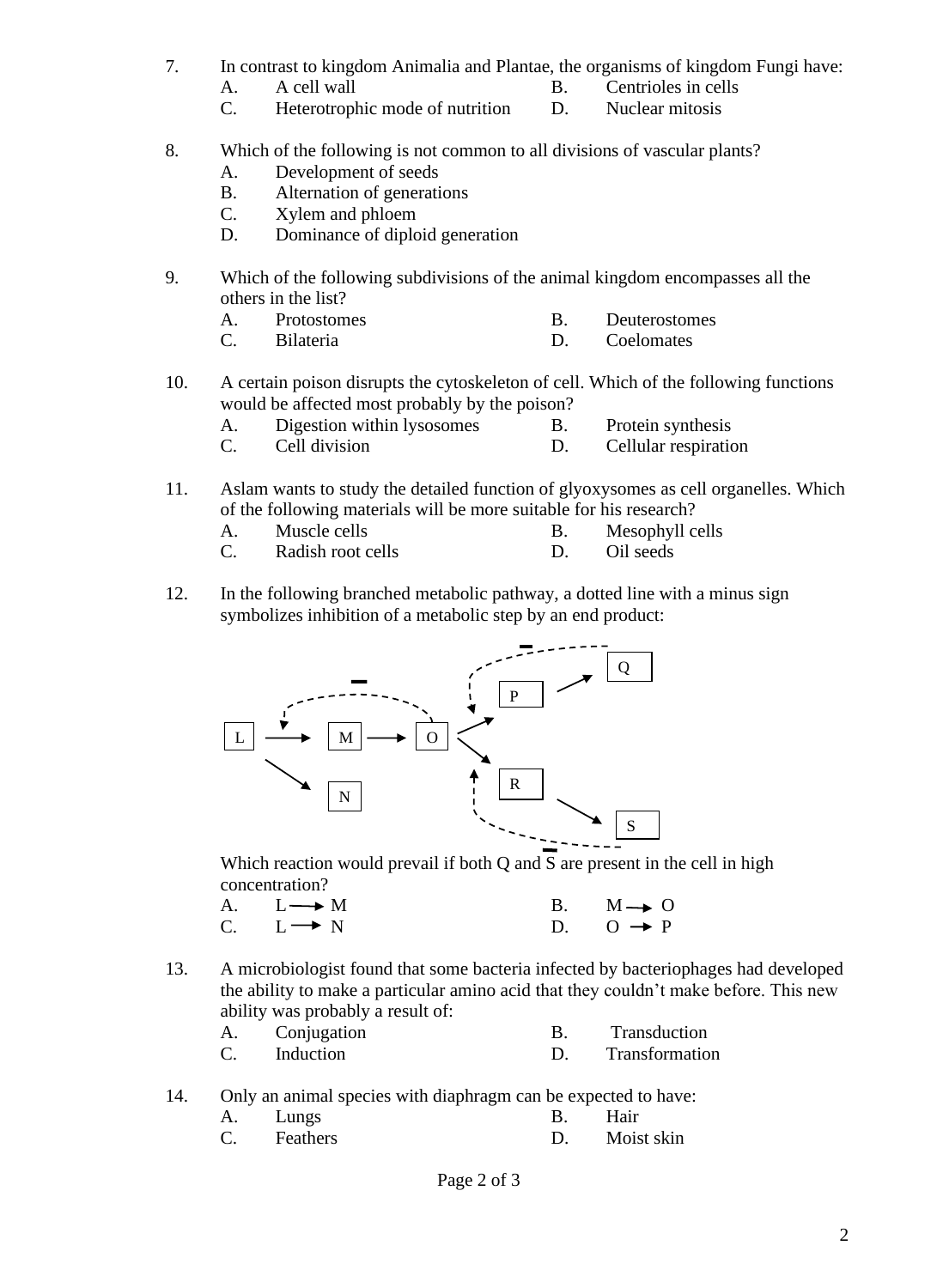7. In contrast to kingdom Animalia and Plantae, the organisms of kingdom Fungi have:
   - A. A cell wall
   - B. Centrioles in cells
   - C. Heterotrophic mode of nutrition
   - D. Nuclear mitosis

8. Which of the following is not common to all divisions of vascular plants?
   - A. Development of seeds
   - B. Alternation of generations
   - C. Xylem and phloem
   - D. Dominance of diploid generation

9. Which of the following subdivisions of the animal kingdom encompasses all the others in the list?
   - A. Protostomes
   - B. Deuterostomes
   - C. Bilateria
   - D. Coelomates

10. A certain poison disrupts the cytoskeleton of cell. Which of the following functions would be affected most probably by the poison?
    - A. Digestion within lysosomes
    - B. Protein synthesis
    - C. Cell division
    - D. Cellular respiration

11. Aslam wants to study the detailed function of glyoxysomes as cell organelles. Which of the following materials will be more suitable for his research?
    - A. Muscle cells
    - B. Mesophyll cells
    - C. Radish root cells
    - D. Oil seeds

12. In the following branched metabolic pathway, a dotted line with a minus sign symbolizes inhibition of a metabolic step by an end product:

    L → M → O; L → N; O → P → Q; O → R → S
    (O inhibits L → M; Q inhibits O → P; S inhibits O → R)

    Which reaction would prevail if both Q and S are present in the cell in high concentration?
    - A. L → M
    - B. M → O
    - C. L → N
    - D. O → P

13. A microbiologist found that some bacteria infected by bacteriophages had developed the ability to make a particular amino acid that they couldn't make before. This new ability was probably a result of:
    - A. Conjugation
    - B. Transduction
    - C. Induction
    - D. Transformation

14. Only an animal species with diaphragm can be expected to have:
    - A. Lungs
    - B. Hair
    - C. Feathers
    - D. Moist skin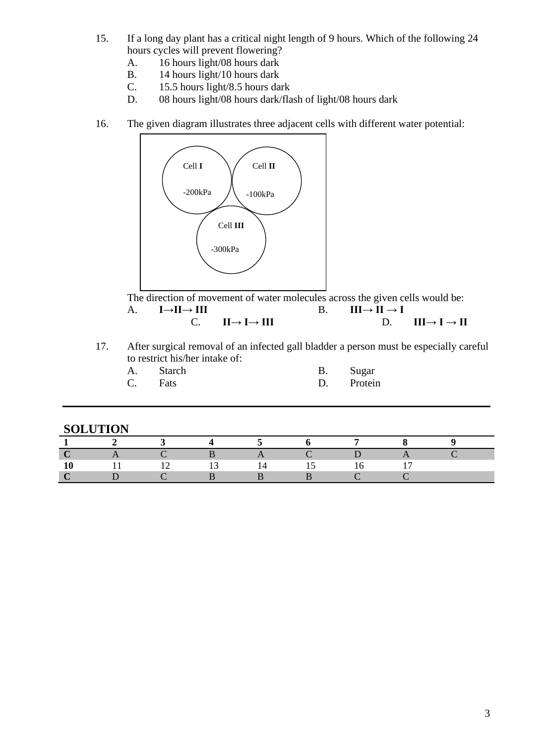15. If a long day plant has a critical night length of 9 hours. Which of the following 24 hours cycles will prevent flowering?
    - A. 16 hours light/08 hours dark
    - B. 14 hours light/10 hours dark
    - C. 15.5 hours light/8.5 hours dark
    - D. 08 hours light/08 hours dark/flash of light/08 hours dark

16. The given diagram illustrates three adjacent cells with different water potential:

    Cell **I** -200kPa
    Cell **II** -100kPa
    Cell **III** -300kPa

    The direction of movement of water molecules across the given cells would be:
    - A. **I→II→ III**
    - B. **III→ II → I**
    - C. **II→ I→ III**
    - D. **III→ I → II**

17. After surgical removal of an infected gall bladder a person must be especially careful to restrict his/her intake of:
    - A. Starch
    - B. Sugar
    - C. Fats
    - D. Protein

---

## SOLUTION

| 1 | 2 | 3 | 4 | 5 | 6 | 7 | 8 | 9 |
|---|---|---|---|---|---|---|---|---|
| C | A | C | B | A | C | D | A | C |
| 10 | 11 | 12 | 13 | 14 | 15 | 16 | 17 | |
| C | D | C | B | B | B | C | C | |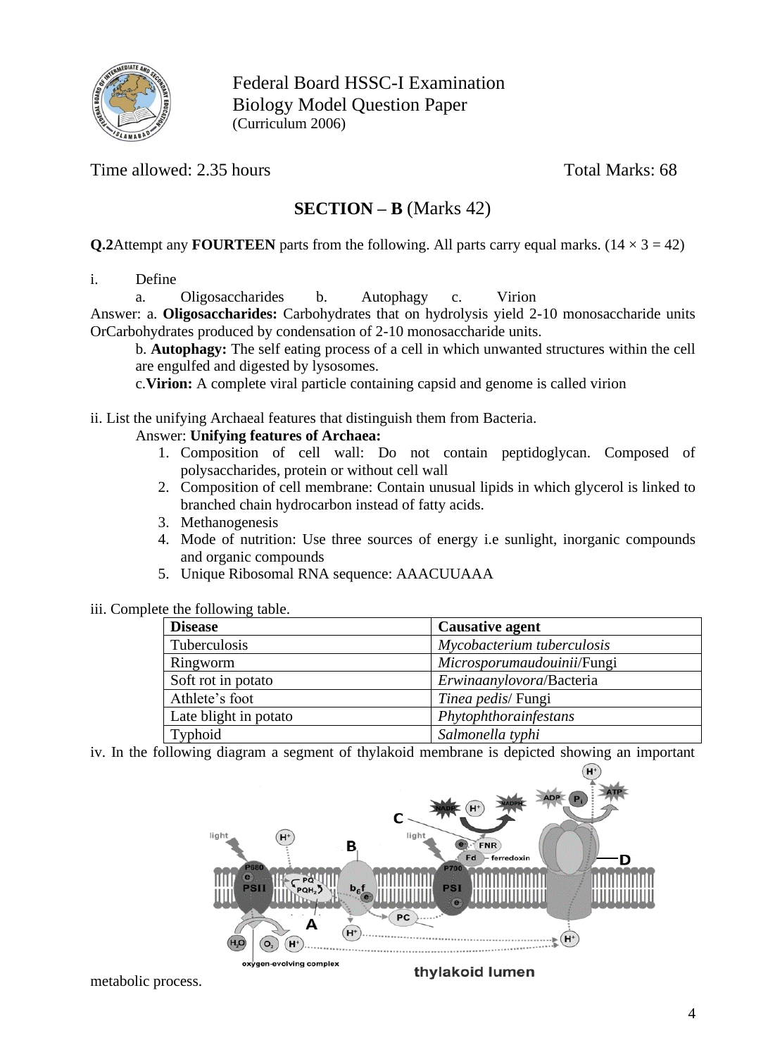Federal Board HSSC-I Examination
Biology Model Question Paper
(Curriculum 2006)

Time allowed: 2.35 hours

Total Marks: 68

## SECTION – B (Marks 42)

**Q.2**Attempt any **FOURTEEN** parts from the following. All parts carry equal marks. (14 × 3 = 42)

i. Define

a. Oligosaccharides  b. Autophagy  c. Virion

Answer: a. **Oligosaccharides:** Carbohydrates that on hydrolysis yield 2-10 monosaccharide units OrCarbohydrates produced by condensation of 2-10 monosaccharide units.

b. **Autophagy:** The self eating process of a cell in which unwanted structures within the cell are engulfed and digested by lysosomes.

c.**Virion:** A complete viral particle containing capsid and genome is called virion

ii. List the unifying Archaeal features that distinguish them from Bacteria.

Answer: **Unifying features of Archaea:**

1. Composition of cell wall: Do not contain peptidoglycan. Composed of polysaccharides, protein or without cell wall
2. Composition of cell membrane: Contain unusual lipids in which glycerol is linked to branched chain hydrocarbon instead of fatty acids.
3. Methanogenesis
4. Mode of nutrition: Use three sources of energy i.e sunlight, inorganic compounds and organic compounds
5. Unique Ribosomal RNA sequence: AAACUUAAA

iii. Complete the following table.

| **Disease** | **Causative agent** |
|---|---|
| Tuberculosis | *Mycobacterium tuberculosis* |
| Ringworm | *Microsporumaudouinii*/Fungi |
| Soft rot in potato | *Erwinaanylovora*/Bacteria |
| Athlete's foot | *Tinea pedis*/ Fungi |
| Late blight in potato | *Phytophthorainfestans* |
| Typhoid | *Salmonella typhi* |

iv. In the following diagram a segment of thylakoid membrane is depicted showing an important metabolic process.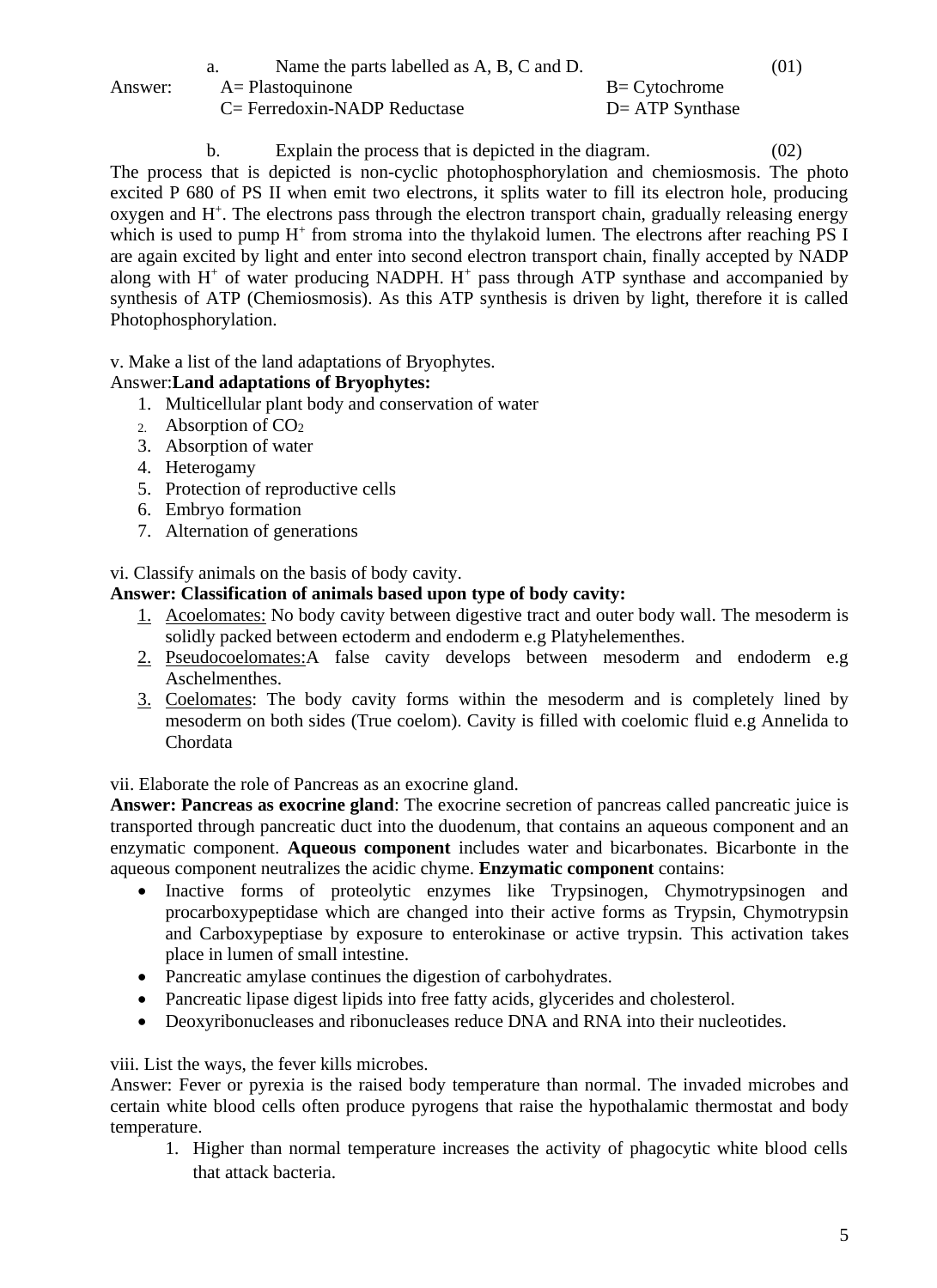a. Name the parts labelled as A, B, C and D. (01)

Answer: A= Plastoquinone B= Cytochrome
C= Ferredoxin-NADP Reductase D= ATP Synthase

b. Explain the process that is depicted in the diagram. (02)

The process that is depicted is non-cyclic photophosphorylation and chemiosmosis. The photo excited P 680 of PS II when emit two electrons, it splits water to fill its electron hole, producing oxygen and $H^+$. The electrons pass through the electron transport chain, gradually releasing energy which is used to pump $H^+$ from stroma into the thylakoid lumen. The electrons after reaching PS I are again excited by light and enter into second electron transport chain, finally accepted by NADP along with $H^+$ of water producing NADPH. $H^+$ pass through ATP synthase and accompanied by synthesis of ATP (Chemiosmosis). As this ATP synthesis is driven by light, therefore it is called Photophosphorylation.

v. Make a list of the land adaptations of Bryophytes.

Answer:**Land adaptations of Bryophytes:**

1. Multicellular plant body and conservation of water
2. Absorption of $CO_2$
3. Absorption of water
4. Heterogamy
5. Protection of reproductive cells
6. Embryo formation
7. Alternation of generations

vi. Classify animals on the basis of body cavity.

**Answer: Classification of animals based upon type of body cavity:**

1. Acoelomates: No body cavity between digestive tract and outer body wall. The mesoderm is solidly packed between ectoderm and endoderm e.g Platyhelementhes.
2. Pseudocoelomates:A false cavity develops between mesoderm and endoderm e.g Aschelmenthes.
3. Coelomates: The body cavity forms within the mesoderm and is completely lined by mesoderm on both sides (True coelom). Cavity is filled with coelomic fluid e.g Annelida to Chordata

vii. Elaborate the role of Pancreas as an exocrine gland.

**Answer: Pancreas as exocrine gland**: The exocrine secretion of pancreas called pancreatic juice is transported through pancreatic duct into the duodenum, that contains an aqueous component and an enzymatic component. **Aqueous component** includes water and bicarbonates. Bicarbonte in the aqueous component neutralizes the acidic chyme. **Enzymatic component** contains:

- Inactive forms of proteolytic enzymes like Trypsinogen, Chymotrypsinogen and procarboxypeptidase which are changed into their active forms as Trypsin, Chymotrypsin and Carboxypeptiase by exposure to enterokinase or active trypsin. This activation takes place in lumen of small intestine.
- Pancreatic amylase continues the digestion of carbohydrates.
- Pancreatic lipase digest lipids into free fatty acids, glycerides and cholesterol.
- Deoxyribonucleases and ribonucleases reduce DNA and RNA into their nucleotides.

viii. List the ways, the fever kills microbes.

Answer: Fever or pyrexia is the raised body temperature than normal. The invaded microbes and certain white blood cells often produce pyrogens that raise the hypothalamic thermostat and body temperature.

1. Higher than normal temperature increases the activity of phagocytic white blood cells that attack bacteria.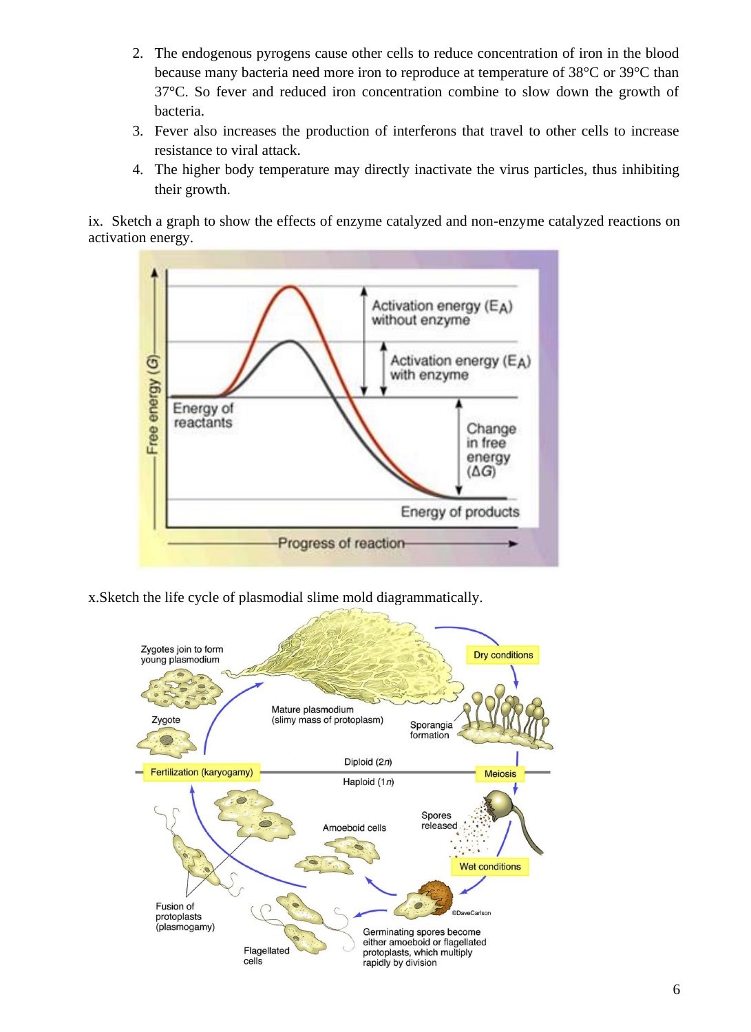2. The endogenous pyrogens cause other cells to reduce concentration of iron in the blood because many bacteria need more iron to reproduce at temperature of 38°C or 39°C than 37°C. So fever and reduced iron concentration combine to slow down the growth of bacteria.
3. Fever also increases the production of interferons that travel to other cells to increase resistance to viral attack.
4. The higher body temperature may directly inactivate the virus particles, thus inhibiting their growth.

ix. Sketch a graph to show the effects of enzyme catalyzed and non-enzyme catalyzed reactions on activation energy.

x. Sketch the life cycle of plasmodial slime mold diagrammatically.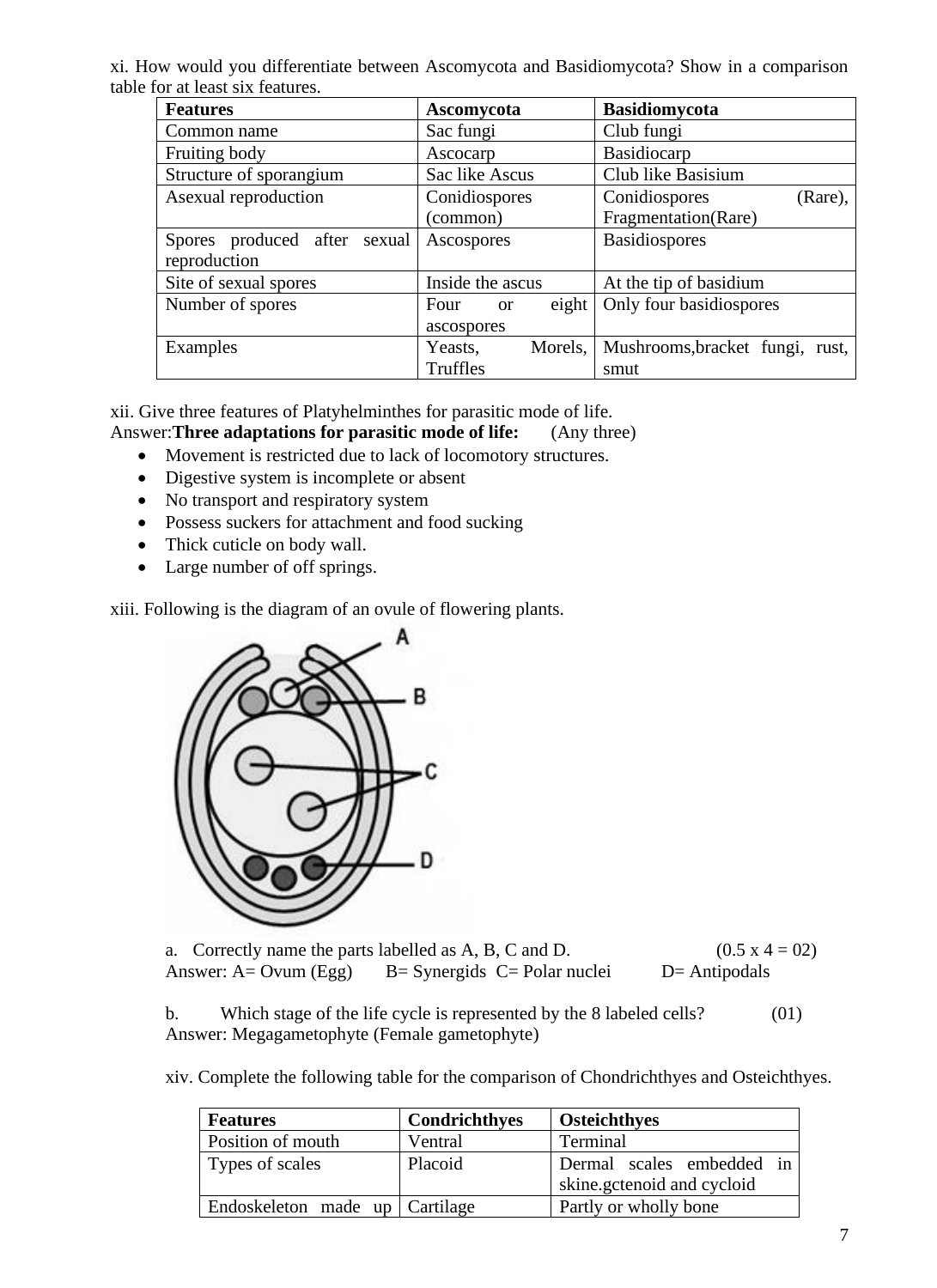xi. How would you differentiate between Ascomycota and Basidiomycota? Show in a comparison table for at least six features.

| Features | Ascomycota | Basidiomycota |
|---|---|---|
| Common name | Sac fungi | Club fungi |
| Fruiting body | Ascocarp | Basidiocarp |
| Structure of sporangium | Sac like Ascus | Club like Basisium |
| Asexual reproduction | Conidiospores (common) | Conidiospores (Rare), Fragmentation(Rare) |
| Spores produced after sexual reproduction | Ascospores | Basidiospores |
| Site of sexual spores | Inside the ascus | At the tip of basidium |
| Number of spores | Four or eight ascospores | Only four basidiospores |
| Examples | Yeasts, Morels, Truffles | Mushrooms,bracket fungi, rust, smut |

xii. Give three features of Platyhelminthes for parasitic mode of life.
Answer:**Three adaptations for parasitic mode of life:** (Any three)

- Movement is restricted due to lack of locomotory structures.
- Digestive system is incomplete or absent
- No transport and respiratory system
- Possess suckers for attachment and food sucking
- Thick cuticle on body wall.
- Large number of off springs.

xiii. Following is the diagram of an ovule of flowering plants.

a. Correctly name the parts labelled as A, B, C and D. (0.5 x 4 = 02)
Answer: A= Ovum (Egg) B= Synergids C= Polar nuclei D= Antipodals

b. Which stage of the life cycle is represented by the 8 labeled cells? (01)
Answer: Megagametophyte (Female gametophyte)

xiv. Complete the following table for the comparison of Chondrichthyes and Osteichthyes.

| Features | Condrichthyes | Osteichthyes |
|---|---|---|
| Position of mouth | Ventral | Terminal |
| Types of scales | Placoid | Dermal scales embedded in skine.gctenoid and cycloid |
| Endoskeleton made up | Cartilage | Partly or wholly bone |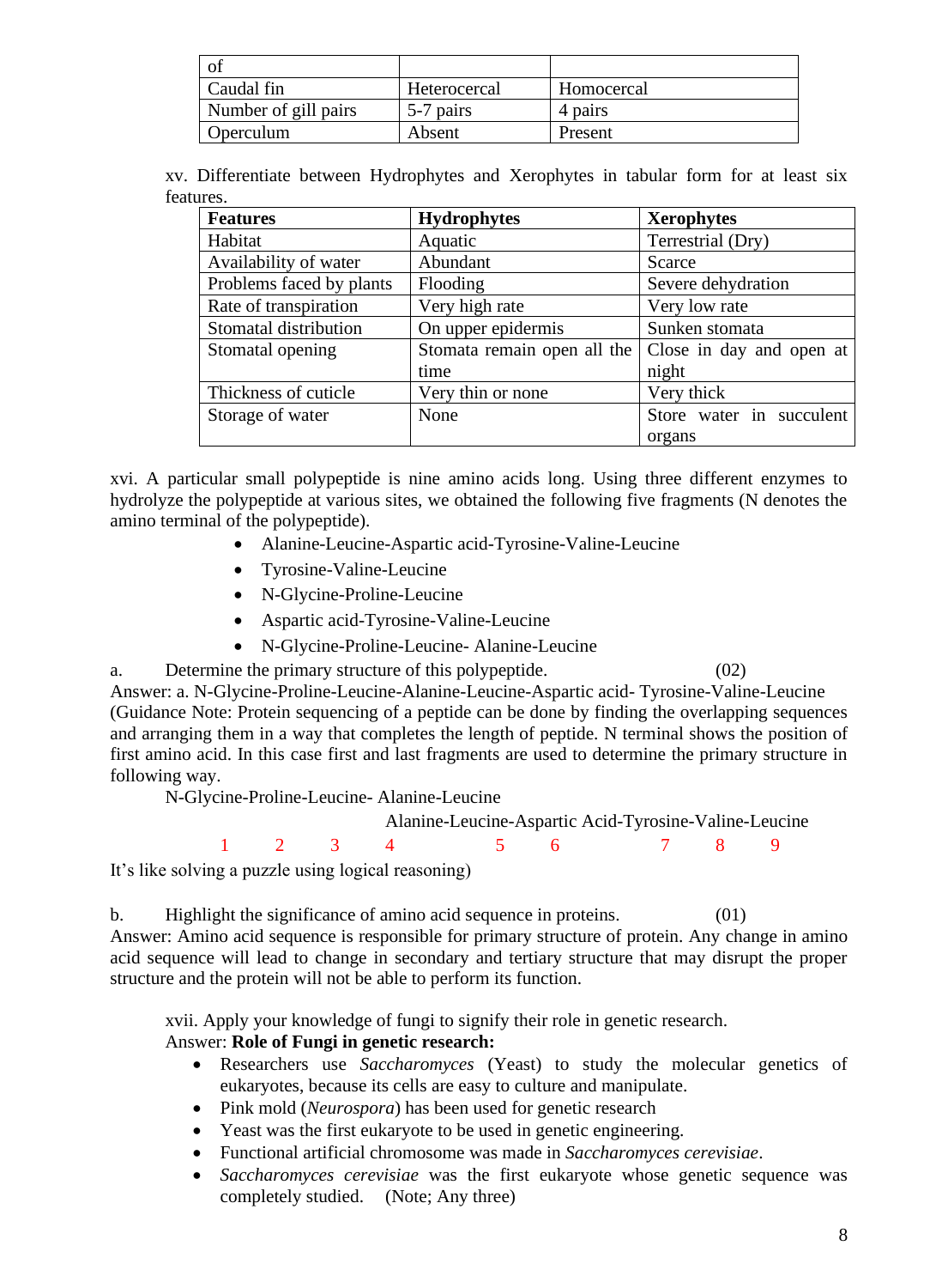| of | | |
|---|---|---|
| Caudal fin | Heterocercal | Homocercal |
| Number of gill pairs | 5-7 pairs | 4 pairs |
| Operculum | Absent | Present |

xv. Differentiate between Hydrophytes and Xerophytes in tabular form for at least six features.

| **Features** | **Hydrophytes** | **Xerophytes** |
|---|---|---|
| Habitat | Aquatic | Terrestrial (Dry) |
| Availability of water | Abundant | Scarce |
| Problems faced by plants | Flooding | Severe dehydration |
| Rate of transpiration | Very high rate | Very low rate |
| Stomatal distribution | On upper epidermis | Sunken stomata |
| Stomatal opening | Stomata remain open all the time | Close in day and open at night |
| Thickness of cuticle | Very thin or none | Very thick |
| Storage of water | None | Store water in succulent organs |

xvi. A particular small polypeptide is nine amino acids long. Using three different enzymes to hydrolyze the polypeptide at various sites, we obtained the following five fragments (N denotes the amino terminal of the polypeptide).

- Alanine-Leucine-Aspartic acid-Tyrosine-Valine-Leucine
- Tyrosine-Valine-Leucine
- N-Glycine-Proline-Leucine
- Aspartic acid-Tyrosine-Valine-Leucine
- N-Glycine-Proline-Leucine- Alanine-Leucine

a. Determine the primary structure of this polypeptide. (02)

Answer: a. N-Glycine-Proline-Leucine-Alanine-Leucine-Aspartic acid- Tyrosine-Valine-Leucine (Guidance Note: Protein sequencing of a peptide can be done by finding the overlapping sequences and arranging them in a way that completes the length of peptide. N terminal shows the position of first amino acid. In this case first and last fragments are used to determine the primary structure in following way.

N-Glycine-Proline-Leucine- Alanine-Leucine

Alanine-Leucine-Aspartic Acid-Tyrosine-Valine-Leucine

1 2 3 4 5 6 7 8 9

It's like solving a puzzle using logical reasoning)

b. Highlight the significance of amino acid sequence in proteins. (01)

Answer: Amino acid sequence is responsible for primary structure of protein. Any change in amino acid sequence will lead to change in secondary and tertiary structure that may disrupt the proper structure and the protein will not be able to perform its function.

xvii. Apply your knowledge of fungi to signify their role in genetic research.

Answer: **Role of Fungi in genetic research:**

- Researchers use *Saccharomyces* (Yeast) to study the molecular genetics of eukaryotes, because its cells are easy to culture and manipulate.
- Pink mold (*Neurospora*) has been used for genetic research
- Yeast was the first eukaryote to be used in genetic engineering.
- Functional artificial chromosome was made in *Saccharomyces cerevisiae*.
- *Saccharomyces cerevisiae* was the first eukaryote whose genetic sequence was completely studied. (Note; Any three)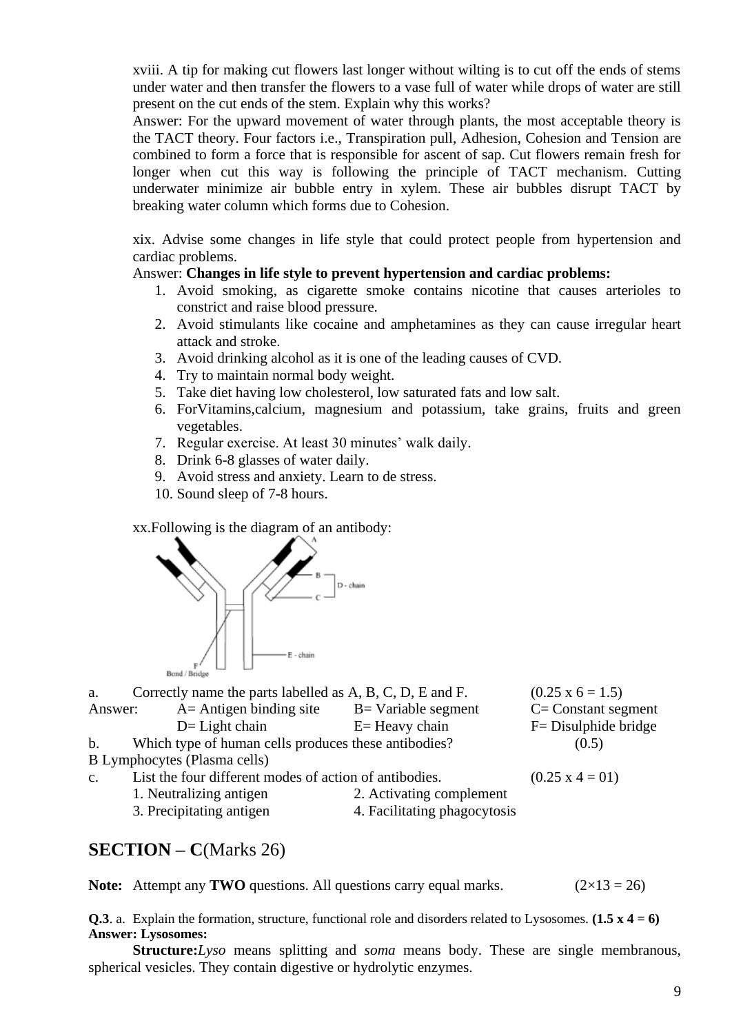xviii. A tip for making cut flowers last longer without wilting is to cut off the ends of stems under water and then transfer the flowers to a vase full of water while drops of water are still present on the cut ends of the stem. Explain why this works?

Answer: For the upward movement of water through plants, the most acceptable theory is the TACT theory. Four factors i.e., Transpiration pull, Adhesion, Cohesion and Tension are combined to form a force that is responsible for ascent of sap. Cut flowers remain fresh for longer when cut this way is following the principle of TACT mechanism. Cutting underwater minimize air bubble entry in xylem. These air bubbles disrupt TACT by breaking water column which forms due to Cohesion.

xix. Advise some changes in life style that could protect people from hypertension and cardiac problems.

Answer: **Changes in life style to prevent hypertension and cardiac problems:**

1. Avoid smoking, as cigarette smoke contains nicotine that causes arterioles to constrict and raise blood pressure.
2. Avoid stimulants like cocaine and amphetamines as they can cause irregular heart attack and stroke.
3. Avoid drinking alcohol as it is one of the leading causes of CVD.
4. Try to maintain normal body weight.
5. Take diet having low cholesterol, low saturated fats and low salt.
6. ForVitamins,calcium, magnesium and potassium, take grains, fruits and green vegetables.
7. Regular exercise. At least 30 minutes' walk daily.
8. Drink 6-8 glasses of water daily.
9. Avoid stress and anxiety. Learn to de stress.
10. Sound sleep of 7-8 hours.

xx.Following is the diagram of an antibody:

A, B, C, D - chain, E - chain, F Bond / Bridge

a. Correctly name the parts labelled as A, B, C, D, E and F. (0.25 x 6 = 1.5)

Answer: A= Antigen binding site   B= Variable segment   C= Constant segment
D= Light chain   E= Heavy chain   F= Disulphide bridge

b. Which type of human cells produces these antibodies? (0.5)

B Lymphocytes (Plasma cells)

c. List the four different modes of action of antibodies. (0.25 x 4 = 01)

1. Neutralizing antigen
2. Activating complement
3. Precipitating antigen
4. Facilitating phagocytosis

## SECTION – C(Marks 26)

**Note:** Attempt any **TWO** questions. All questions carry equal marks. (2×13 = 26)

**Q.3**. a. Explain the formation, structure, functional role and disorders related to Lysosomes. **(1.5 x 4 = 6)**

**Answer: Lysosomes:**

**Structure:** *Lyso* means splitting and *soma* means body. These are single membranous, spherical vesicles. They contain digestive or hydrolytic enzymes.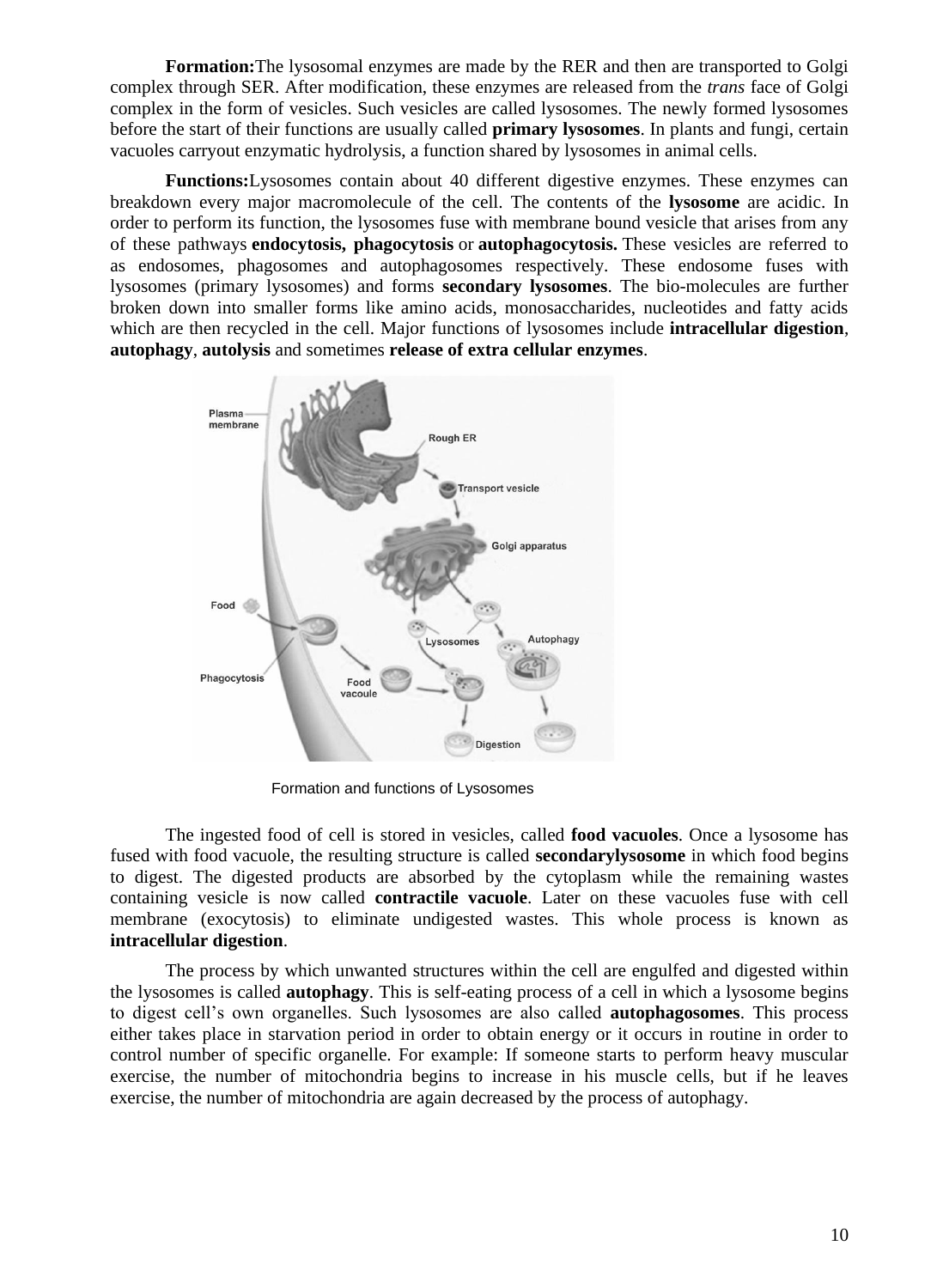**Formation:**The lysosomal enzymes are made by the RER and then are transported to Golgi complex through SER. After modification, these enzymes are released from the *trans* face of Golgi complex in the form of vesicles. Such vesicles are called lysosomes. The newly formed lysosomes before the start of their functions are usually called **primary lysosomes**. In plants and fungi, certain vacuoles carryout enzymatic hydrolysis, a function shared by lysosomes in animal cells.

**Functions:**Lysosomes contain about 40 different digestive enzymes. These enzymes can breakdown every major macromolecule of the cell. The contents of the **lysosome** are acidic. In order to perform its function, the lysosomes fuse with membrane bound vesicle that arises from any of these pathways **endocytosis, phagocytosis** or **autophagocytosis.** These vesicles are referred to as endosomes, phagosomes and autophagosomes respectively. These endosome fuses with lysosomes (primary lysosomes) and forms **secondary lysosomes**. The bio-molecules are further broken down into smaller forms like amino acids, monosaccharides, nucleotides and fatty acids which are then recycled in the cell. Major functions of lysosomes include **intracellular digestion**, **autophagy**, **autolysis** and sometimes **release of extra cellular enzymes**.

Formation and functions of Lysosomes

The ingested food of cell is stored in vesicles, called **food vacuoles**. Once a lysosome has fused with food vacuole, the resulting structure is called **secondarylysosome** in which food begins to digest. The digested products are absorbed by the cytoplasm while the remaining wastes containing vesicle is now called **contractile vacuole**. Later on these vacuoles fuse with cell membrane (exocytosis) to eliminate undigested wastes. This whole process is known as **intracellular digestion**.

The process by which unwanted structures within the cell are engulfed and digested within the lysosomes is called **autophagy**. This is self-eating process of a cell in which a lysosome begins to digest cell's own organelles. Such lysosomes are also called **autophagosomes**. This process either takes place in starvation period in order to obtain energy or it occurs in routine in order to control number of specific organelle. For example: If someone starts to perform heavy muscular exercise, the number of mitochondria begins to increase in his muscle cells, but if he leaves exercise, the number of mitochondria are again decreased by the process of autophagy.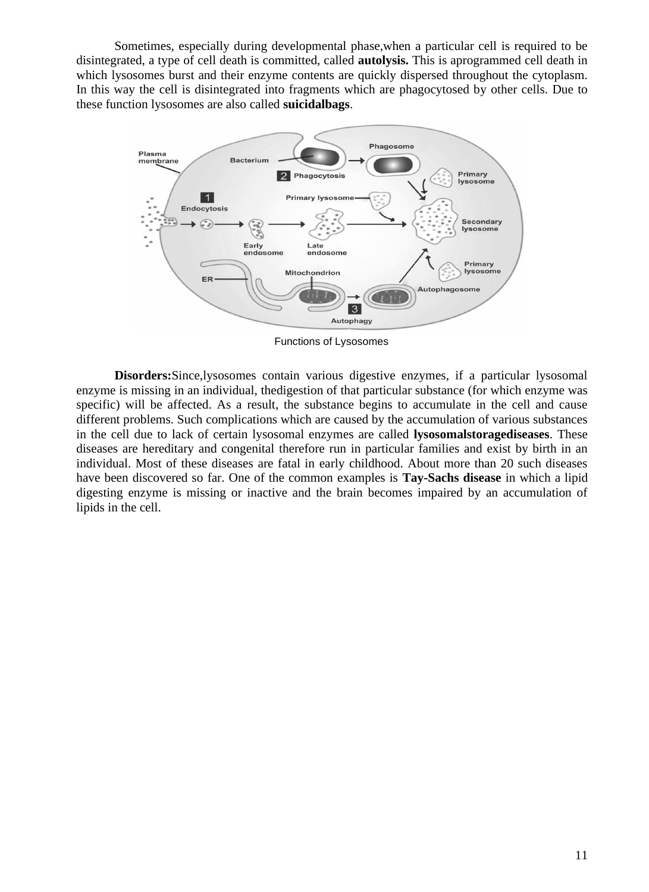Sometimes, especially during developmental phase,when a particular cell is required to be disintegrated, a type of cell death is committed, called **autolysis.** This is aprogrammed cell death in which lysosomes burst and their enzyme contents are quickly dispersed throughout the cytoplasm. In this way the cell is disintegrated into fragments which are phagocytosed by other cells. Due to these function lysosomes are also called **suicidalbags**.

Functions of Lysosomes

**Disorders:**Since,lysosomes contain various digestive enzymes, if a particular lysosomal enzyme is missing in an individual, thedigestion of that particular substance (for which enzyme was specific) will be affected. As a result, the substance begins to accumulate in the cell and cause different problems. Such complications which are caused by the accumulation of various substances in the cell due to lack of certain lysosomal enzymes are called **lysosomalstoragediseases**. These diseases are hereditary and congenital therefore run in particular families and exist by birth in an individual. Most of these diseases are fatal in early childhood. About more than 20 such diseases have been discovered so far. One of the common examples is **Tay-Sachs disease** in which a lipid digesting enzyme is missing or inactive and the brain becomes impaired by an accumulation of lipids in the cell.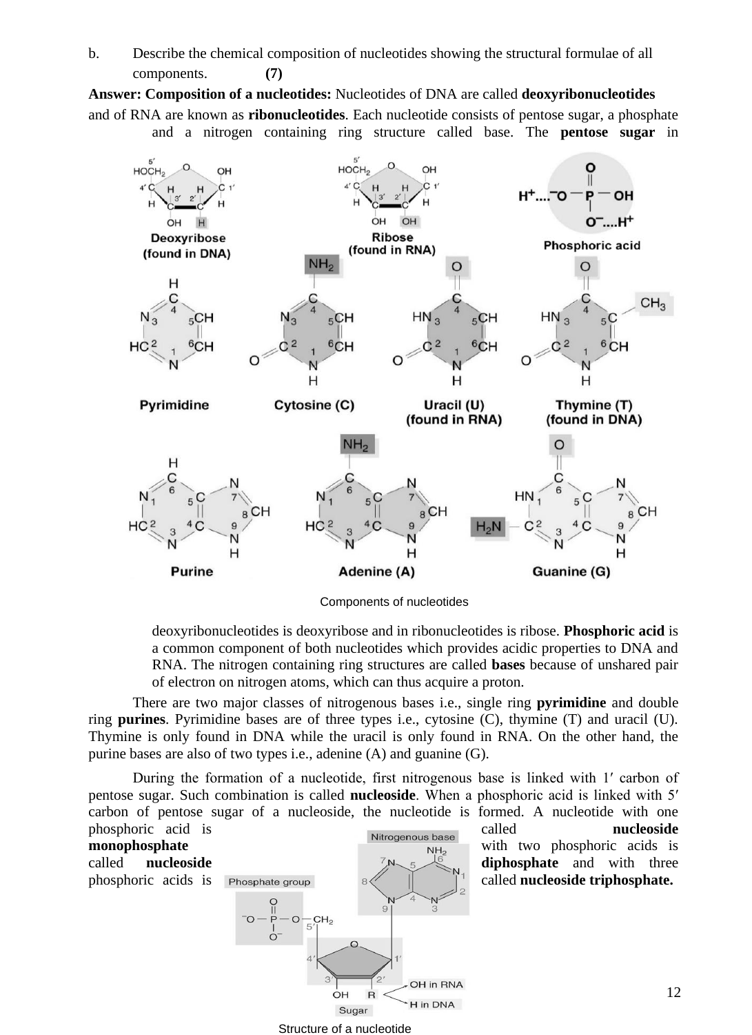b. Describe the chemical composition of nucleotides showing the structural formulae of all components. **(7)**

**Answer: Composition of a nucleotides:** Nucleotides of DNA are called **deoxyribonucleotides** and of RNA are known as **ribonucleotides**. Each nucleotide consists of pentose sugar, a phosphate and a nitrogen containing ring structure called base. The **pentose sugar** in deoxyribonucleotides is deoxyribose and in ribonucleotides is ribose. **Phosphoric acid** is a common component of both nucleotides which provides acidic properties to DNA and RNA. The nitrogen containing ring structures are called **bases** because of unshared pair of electron on nitrogen atoms, which can thus acquire a proton.

Components of nucleotides

There are two major classes of nitrogenous bases i.e., single ring **pyrimidine** and double ring **purines**. Pyrimidine bases are of three types i.e., cytosine (C), thymine (T) and uracil (U). Thymine is only found in DNA while the uracil is only found in RNA. On the other hand, the purine bases are also of two types i.e., adenine (A) and guanine (G).

During the formation of a nucleotide, first nitrogenous base is linked with 1′ carbon of pentose sugar. Such combination is called **nucleoside**. When a phosphoric acid is linked with 5′ carbon of pentose sugar of a nucleoside, the nucleotide is formed. A nucleotide with one phosphoric acid is called **nucleoside monophosphate** with two phosphoric acids is called **nucleoside diphosphate** and with three phosphoric acids is called **nucleoside triphosphate.**

Structure of a nucleotide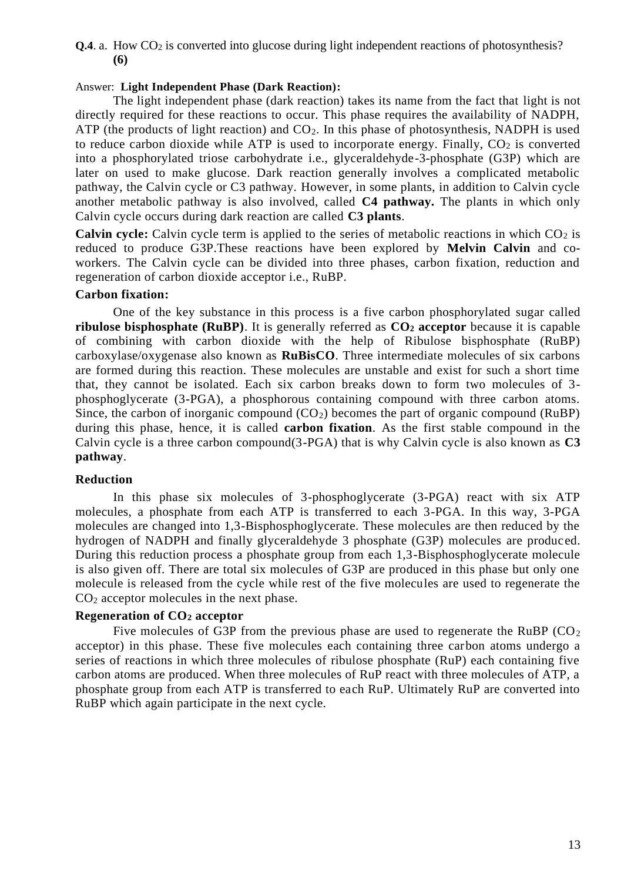**Q.4**. a. How $CO_2$ is converted into glucose during light independent reactions of photosynthesis? **(6)**

Answer: **Light Independent Phase (Dark Reaction):**

The light independent phase (dark reaction) takes its name from the fact that light is not directly required for these reactions to occur. This phase requires the availability of NADPH, ATP (the products of light reaction) and $CO_2$. In this phase of photosynthesis, NADPH is used to reduce carbon dioxide while ATP is used to incorporate energy. Finally, $CO_2$ is converted into a phosphorylated triose carbohydrate i.e., glyceraldehyde-3-phosphate (G3P) which are later on used to make glucose. Dark reaction generally involves a complicated metabolic pathway, the Calvin cycle or C3 pathway. However, in some plants, in addition to Calvin cycle another metabolic pathway is also involved, called **C4 pathway.** The plants in which only Calvin cycle occurs during dark reaction are called **C3 plants**.

**Calvin cycle:** Calvin cycle term is applied to the series of metabolic reactions in which $CO_2$ is reduced to produce G3P.These reactions have been explored by **Melvin Calvin** and co-workers. The Calvin cycle can be divided into three phases, carbon fixation, reduction and regeneration of carbon dioxide acceptor i.e., RuBP.

**Carbon fixation:**

One of the key substance in this process is a five carbon phosphorylated sugar called **ribulose bisphosphate (RuBP)**. It is generally referred as **$CO_2$ acceptor** because it is capable of combining with carbon dioxide with the help of Ribulose bisphosphate (RuBP) carboxylase/oxygenase also known as **RuBisCO**. Three intermediate molecules of six carbons are formed during this reaction. These molecules are unstable and exist for such a short time that, they cannot be isolated. Each six carbon breaks down to form two molecules of 3-phosphoglycerate (3-PGA), a phosphorous containing compound with three carbon atoms. Since, the carbon of inorganic compound ($CO_2$) becomes the part of organic compound (RuBP) during this phase, hence, it is called **carbon fixation**. As the first stable compound in the Calvin cycle is a three carbon compound(3-PGA) that is why Calvin cycle is also known as **C3 pathway**.

**Reduction**

In this phase six molecules of 3-phosphoglycerate (3-PGA) react with six ATP molecules, a phosphate from each ATP is transferred to each 3-PGA. In this way, 3-PGA molecules are changed into 1,3-Bisphosphoglycerate. These molecules are then reduced by the hydrogen of NADPH and finally glyceraldehyde 3 phosphate (G3P) molecules are produced. During this reduction process a phosphate group from each 1,3-Bisphosphoglycerate molecule is also given off. There are total six molecules of G3P are produced in this phase but only one molecule is released from the cycle while rest of the five molecules are used to regenerate the $CO_2$ acceptor molecules in the next phase.

**Regeneration of $CO_2$ acceptor**

Five molecules of G3P from the previous phase are used to regenerate the RuBP ($CO_2$ acceptor) in this phase. These five molecules each containing three carbon atoms undergo a series of reactions in which three molecules of ribulose phosphate (RuP) each containing five carbon atoms are produced. When three molecules of RuP react with three molecules of ATP, a phosphate group from each ATP is transferred to each RuP. Ultimately RuP are converted into RuBP which again participate in the next cycle.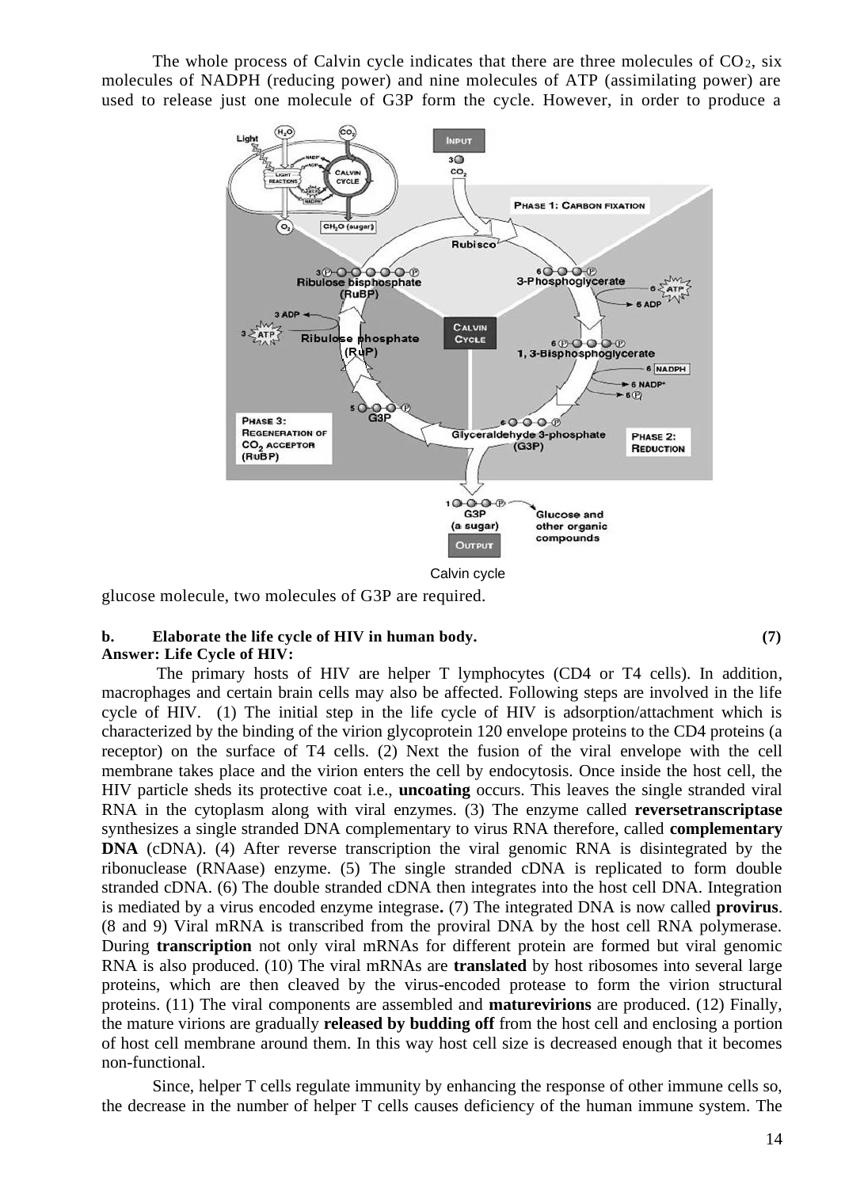The whole process of Calvin cycle indicates that there are three molecules of $CO_2$, six molecules of NADPH (reducing power) and nine molecules of ATP (assimilating power) are used to release just one molecule of G3P form the cycle. However, in order to produce a glucose molecule, two molecules of G3P are required.

Calvin cycle

**b. Elaborate the life cycle of HIV in human body. (7)**

**Answer: Life Cycle of HIV:**

The primary hosts of HIV are helper T lymphocytes (CD4 or T4 cells). In addition, macrophages and certain brain cells may also be affected. Following steps are involved in the life cycle of HIV. (1) The initial step in the life cycle of HIV is adsorption/attachment which is characterized by the binding of the virion glycoprotein 120 envelope proteins to the CD4 proteins (a receptor) on the surface of T4 cells. (2) Next the fusion of the viral envelope with the cell membrane takes place and the virion enters the cell by endocytosis. Once inside the host cell, the HIV particle sheds its protective coat i.e., **uncoating** occurs. This leaves the single stranded viral RNA in the cytoplasm along with viral enzymes. (3) The enzyme called **reversetranscriptase** synthesizes a single stranded DNA complementary to virus RNA therefore, called **complementary DNA** (cDNA). (4) After reverse transcription the viral genomic RNA is disintegrated by the ribonuclease (RNAase) enzyme. (5) The single stranded cDNA is replicated to form double stranded cDNA. (6) The double stranded cDNA then integrates into the host cell DNA. Integration is mediated by a virus encoded enzyme integrase**.** (7) The integrated DNA is now called **provirus**. (8 and 9) Viral mRNA is transcribed from the proviral DNA by the host cell RNA polymerase. During **transcription** not only viral mRNAs for different protein are formed but viral genomic RNA is also produced. (10) The viral mRNAs are **translated** by host ribosomes into several large proteins, which are then cleaved by the virus-encoded protease to form the virion structural proteins. (11) The viral components are assembled and **maturevirions** are produced. (12) Finally, the mature virions are gradually **released by budding off** from the host cell and enclosing a portion of host cell membrane around them. In this way host cell size is decreased enough that it becomes non-functional.

Since, helper T cells regulate immunity by enhancing the response of other immune cells so, the decrease in the number of helper T cells causes deficiency of the human immune system. The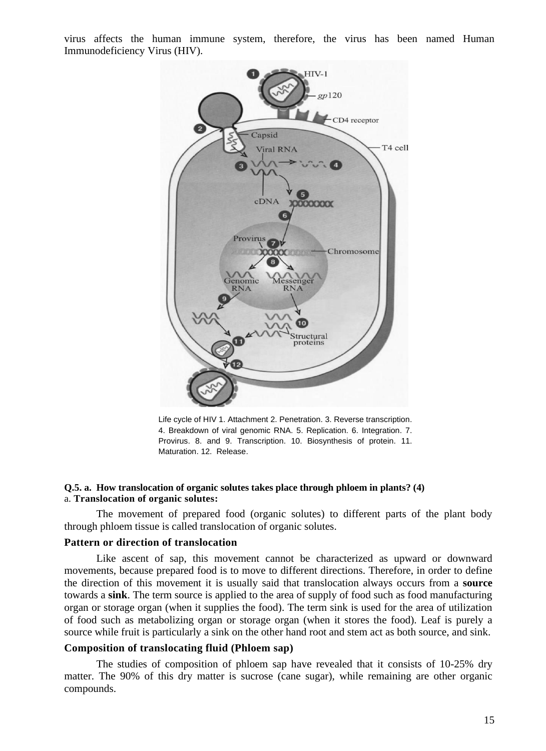virus affects the human immune system, therefore, the virus has been named Human Immunodeficiency Virus (HIV).

Life cycle of HIV 1. Attachment 2. Penetration. 3. Reverse transcription. 4. Breakdown of viral genomic RNA. 5. Replication. 6. Integration. 7. Provirus. 8. and 9. Transcription. 10. Biosynthesis of protein. 11. Maturation. 12. Release.

**Q.5. a. How translocation of organic solutes takes place through phloem in plants? (4)**

a. **Translocation of organic solutes:**

The movement of prepared food (organic solutes) to different parts of the plant body through phloem tissue is called translocation of organic solutes.

**Pattern or direction of translocation**

Like ascent of sap, this movement cannot be characterized as upward or downward movements, because prepared food is to move to different directions. Therefore, in order to define the direction of this movement it is usually said that translocation always occurs from a **source** towards a **sink**. The term source is applied to the area of supply of food such as food manufacturing organ or storage organ (when it supplies the food). The term sink is used for the area of utilization of food such as metabolizing organ or storage organ (when it stores the food). Leaf is purely a source while fruit is particularly a sink on the other hand root and stem act as both source, and sink.

**Composition of translocating fluid (Phloem sap)**

The studies of composition of phloem sap have revealed that it consists of 10-25% dry matter. The 90% of this dry matter is sucrose (cane sugar), while remaining are other organic compounds.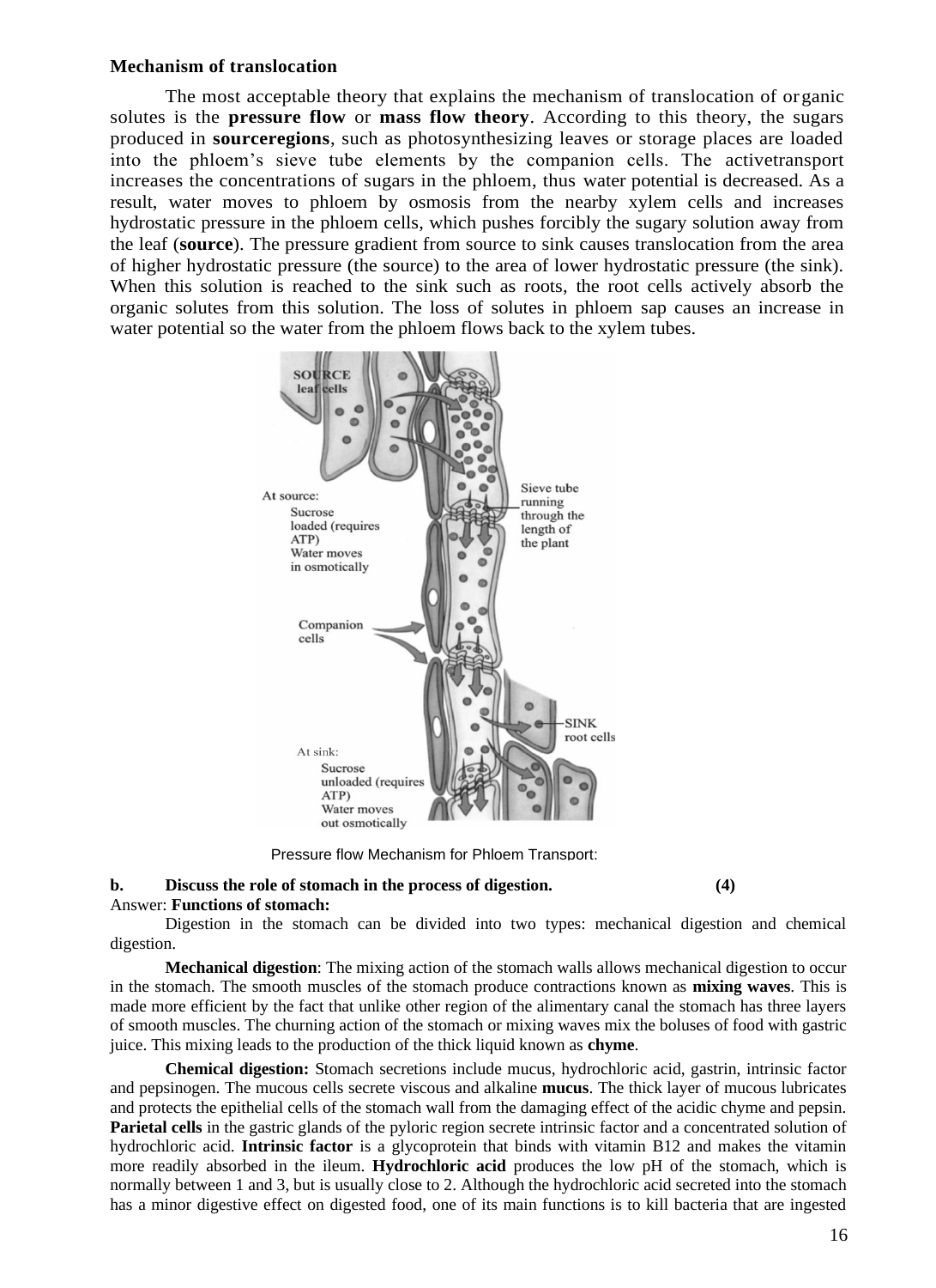**Mechanism of translocation**

The most acceptable theory that explains the mechanism of translocation of organic solutes is the **pressure flow** or **mass flow theory**. According to this theory, the sugars produced in **sourceregions**, such as photosynthesizing leaves or storage places are loaded into the phloem's sieve tube elements by the companion cells. The activetransport increases the concentrations of sugars in the phloem, thus water potential is decreased. As a result, water moves to phloem by osmosis from the nearby xylem cells and increases hydrostatic pressure in the phloem cells, which pushes forcibly the sugary solution away from the leaf (**source**). The pressure gradient from source to sink causes translocation from the area of higher hydrostatic pressure (the source) to the area of lower hydrostatic pressure (the sink). When this solution is reached to the sink such as roots, the root cells actively absorb the organic solutes from this solution. The loss of solutes in phloem sap causes an increase in water potential so the water from the phloem flows back to the xylem tubes.

SOURCE leaf cells

At source: Sucrose loaded (requires ATP) Water moves in osmotically

Sieve tube running through the length of the plant

Companion cells

SINK root cells

At sink: Sucrose unloaded (requires ATP) Water moves out osmotically

Pressure flow Mechanism for Phloem Transport:

**b. Discuss the role of stomach in the process of digestion. (4)**

Answer: **Functions of stomach:**

Digestion in the stomach can be divided into two types: mechanical digestion and chemical digestion.

**Mechanical digestion**: The mixing action of the stomach walls allows mechanical digestion to occur in the stomach. The smooth muscles of the stomach produce contractions known as **mixing waves**. This is made more efficient by the fact that unlike other region of the alimentary canal the stomach has three layers of smooth muscles. The churning action of the stomach or mixing waves mix the boluses of food with gastric juice. This mixing leads to the production of the thick liquid known as **chyme**.

**Chemical digestion:** Stomach secretions include mucus, hydrochloric acid, gastrin, intrinsic factor and pepsinogen. The mucous cells secrete viscous and alkaline **mucus**. The thick layer of mucous lubricates and protects the epithelial cells of the stomach wall from the damaging effect of the acidic chyme and pepsin. **Parietal cells** in the gastric glands of the pyloric region secrete intrinsic factor and a concentrated solution of hydrochloric acid. **Intrinsic factor** is a glycoprotein that binds with vitamin B12 and makes the vitamin more readily absorbed in the ileum. **Hydrochloric acid** produces the low pH of the stomach, which is normally between 1 and 3, but is usually close to 2. Although the hydrochloric acid secreted into the stomach has a minor digestive effect on digested food, one of its main functions is to kill bacteria that are ingested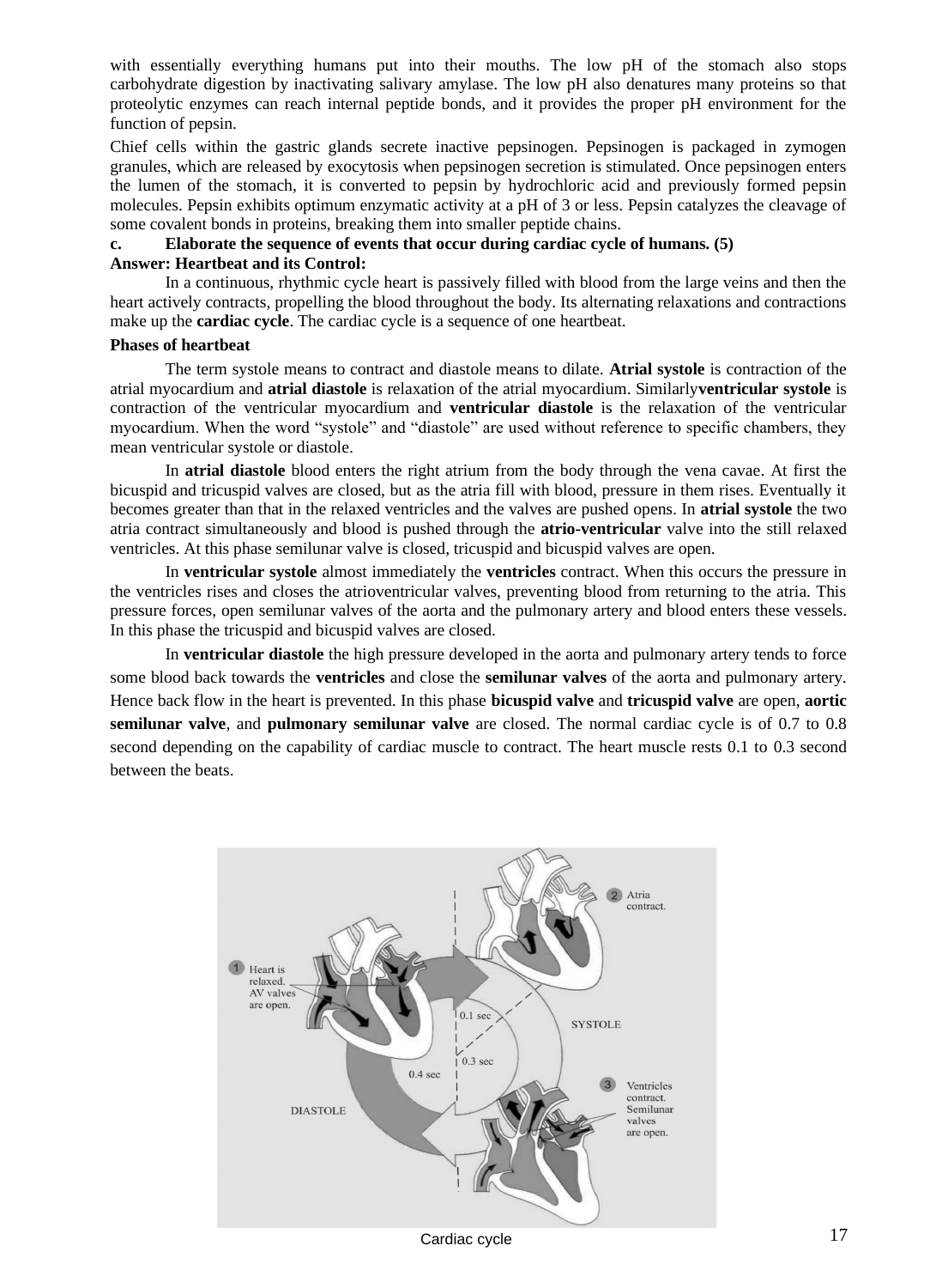with essentially everything humans put into their mouths. The low pH of the stomach also stops carbohydrate digestion by inactivating salivary amylase. The low pH also denatures many proteins so that proteolytic enzymes can reach internal peptide bonds, and it provides the proper pH environment for the function of pepsin.

Chief cells within the gastric glands secrete inactive pepsinogen. Pepsinogen is packaged in zymogen granules, which are released by exocytosis when pepsinogen secretion is stimulated. Once pepsinogen enters the lumen of the stomach, it is converted to pepsin by hydrochloric acid and previously formed pepsin molecules. Pepsin exhibits optimum enzymatic activity at a pH of 3 or less. Pepsin catalyzes the cleavage of some covalent bonds in proteins, breaking them into smaller peptide chains.

**c. Elaborate the sequence of events that occur during cardiac cycle of humans. (5)**

**Answer: Heartbeat and its Control:**

In a continuous, rhythmic cycle heart is passively filled with blood from the large veins and then the heart actively contracts, propelling the blood throughout the body. Its alternating relaxations and contractions make up the **cardiac cycle**. The cardiac cycle is a sequence of one heartbeat.

**Phases of heartbeat**

The term systole means to contract and diastole means to dilate. **Atrial systole** is contraction of the atrial myocardium and **atrial diastole** is relaxation of the atrial myocardium. Similarly**ventricular systole** is contraction of the ventricular myocardium and **ventricular diastole** is the relaxation of the ventricular myocardium. When the word "systole" and "diastole" are used without reference to specific chambers, they mean ventricular systole or diastole.

In **atrial diastole** blood enters the right atrium from the body through the vena cavae. At first the bicuspid and tricuspid valves are closed, but as the atria fill with blood, pressure in them rises. Eventually it becomes greater than that in the relaxed ventricles and the valves are pushed opens. In **atrial systole** the two atria contract simultaneously and blood is pushed through the **atrio-ventricular** valve into the still relaxed ventricles. At this phase semilunar valve is closed, tricuspid and bicuspid valves are open.

In **ventricular systole** almost immediately the **ventricles** contract. When this occurs the pressure in the ventricles rises and closes the atrioventricular valves, preventing blood from returning to the atria. This pressure forces, open semilunar valves of the aorta and the pulmonary artery and blood enters these vessels. In this phase the tricuspid and bicuspid valves are closed.

In **ventricular diastole** the high pressure developed in the aorta and pulmonary artery tends to force some blood back towards the **ventricles** and close the **semilunar valves** of the aorta and pulmonary artery. Hence back flow in the heart is prevented. In this phase **bicuspid valve** and **tricuspid valve** are open, **aortic semilunar valve**, and **pulmonary semilunar valve** are closed. The normal cardiac cycle is of 0.7 to 0.8 second depending on the capability of cardiac muscle to contract. The heart muscle rests 0.1 to 0.3 second between the beats.

1 Heart is relaxed. AV valves are open.

2 Atria contract.

3 Ventricles contract. Semilunar valves are open.

0.1 sec

0.3 sec

0.4 sec

SYSTOLE

DIASTOLE

Cardiac cycle